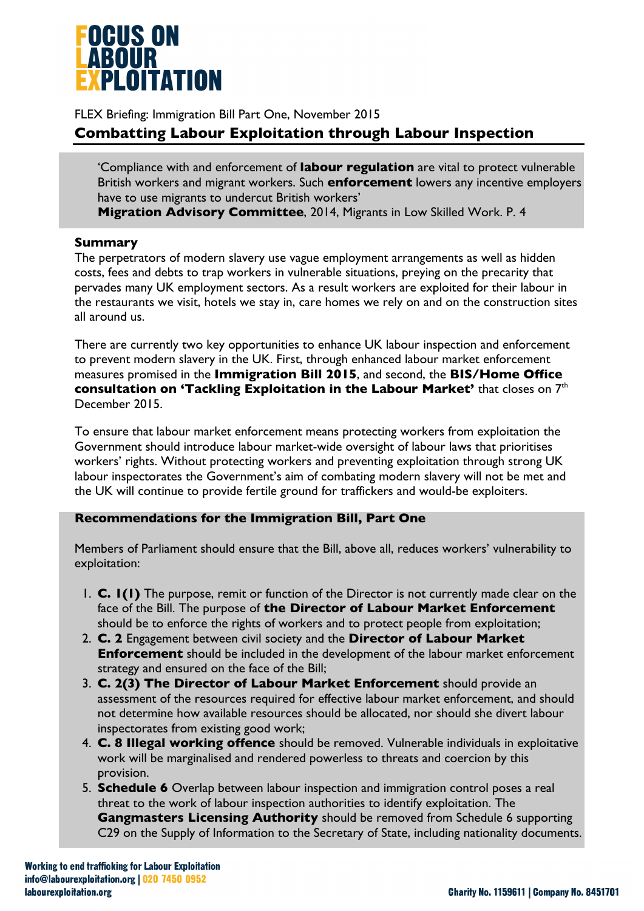# FOCUS ON LABOUR EXPLOITATION

FLEX Briefing: Immigration Bill Part One, November 2015

## Combatting Labour Exploitation through Labour Inspection

> 'Compliance with and enforcement of **labour regulation** are vital to protect vulnerable British workers and migrant workers. Such **enforcement** lowers any incentive employers have to use migrants to undercut British workers'
> **Migration Advisory Committee**, 2014, Migrants in Low Skilled Work. P. 4

### Summary

The perpetrators of modern slavery use vague employment arrangements as well as hidden costs, fees and debts to trap workers in vulnerable situations, preying on the precarity that pervades many UK employment sectors. As a result workers are exploited for their labour in the restaurants we visit, hotels we stay in, care homes we rely on and on the construction sites all around us.

There are currently two key opportunities to enhance UK labour inspection and enforcement to prevent modern slavery in the UK. First, through enhanced labour market enforcement measures promised in the **Immigration Bill 2015**, and second, the **BIS/Home Office consultation on 'Tackling Exploitation in the Labour Market'** that closes on 7th December 2015.

To ensure that labour market enforcement means protecting workers from exploitation the Government should introduce labour market-wide oversight of labour laws that prioritises workers' rights. Without protecting workers and preventing exploitation through strong UK labour inspectorates the Government's aim of combating modern slavery will not be met and the UK will continue to provide fertile ground for traffickers and would-be exploiters.

### Recommendations for the Immigration Bill, Part One

Members of Parliament should ensure that the Bill, above all, reduces workers' vulnerability to exploitation:

1. **C. 1(1)** The purpose, remit or function of the Director is not currently made clear on the face of the Bill. The purpose of **the Director of Labour Market Enforcement** should be to enforce the rights of workers and to protect people from exploitation;
2. **C. 2** Engagement between civil society and the **Director of Labour Market Enforcement** should be included in the development of the labour market enforcement strategy and ensured on the face of the Bill;
3. **C. 2(3) The Director of Labour Market Enforcement** should provide an assessment of the resources required for effective labour market enforcement, and should not determine how available resources should be allocated, nor should she divert labour inspectorates from existing good work;
4. **C. 8 Illegal working offence** should be removed. Vulnerable individuals in exploitative work will be marginalised and rendered powerless to threats and coercion by this provision.
5. **Schedule 6** Overlap between labour inspection and immigration control poses a real threat to the work of labour inspection authorities to identify exploitation. The **Gangmasters Licensing Authority** should be removed from Schedule 6 supporting C29 on the Supply of Information to the Secretary of State, including nationality documents.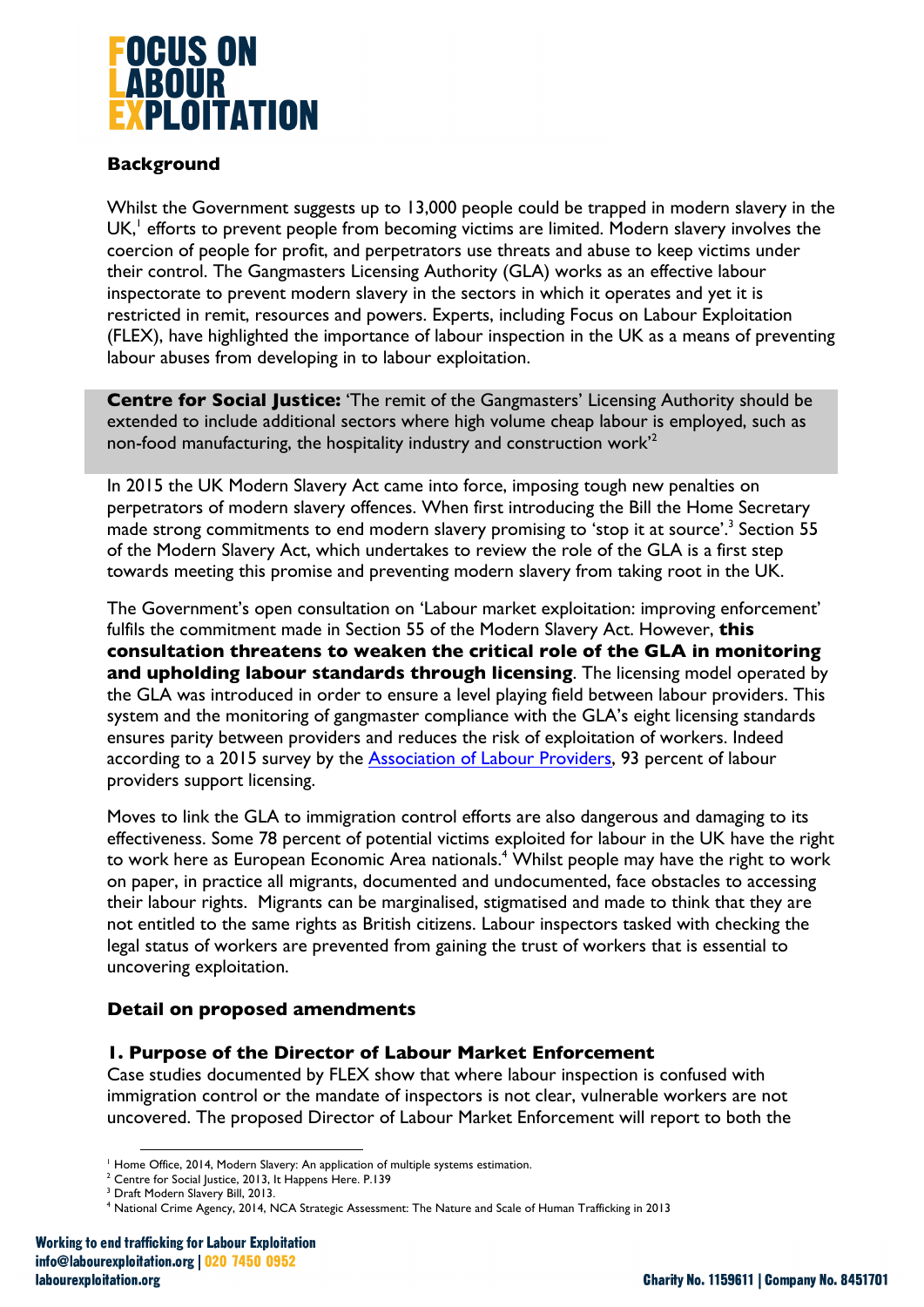## Background

Whilst the Government suggests up to 13,000 people could be trapped in modern slavery in the UK,[1] efforts to prevent people from becoming victims are limited. Modern slavery involves the coercion of people for profit, and perpetrators use threats and abuse to keep victims under their control. The Gangmasters Licensing Authority (GLA) works as an effective labour inspectorate to prevent modern slavery in the sectors in which it operates and yet it is restricted in remit, resources and powers. Experts, including Focus on Labour Exploitation (FLEX), have highlighted the importance of labour inspection in the UK as a means of preventing labour abuses from developing in to labour exploitation.

> **Centre for Social Justice:** 'The remit of the Gangmasters' Licensing Authority should be extended to include additional sectors where high volume cheap labour is employed, such as non-food manufacturing, the hospitality industry and construction work'[2]

In 2015 the UK Modern Slavery Act came into force, imposing tough new penalties on perpetrators of modern slavery offences. When first introducing the Bill the Home Secretary made strong commitments to end modern slavery promising to 'stop it at source'.[3] Section 55 of the Modern Slavery Act, which undertakes to review the role of the GLA is a first step towards meeting this promise and preventing modern slavery from taking root in the UK.

The Government's open consultation on 'Labour market exploitation: improving enforcement' fulfils the commitment made in Section 55 of the Modern Slavery Act. However, **this consultation threatens to weaken the critical role of the GLA in monitoring and upholding labour standards through licensing**. The licensing model operated by the GLA was introduced in order to ensure a level playing field between labour providers. This system and the monitoring of gangmaster compliance with the GLA's eight licensing standards ensures parity between providers and reduces the risk of exploitation of workers. Indeed according to a 2015 survey by the Association of Labour Providers, 93 percent of labour providers support licensing.

Moves to link the GLA to immigration control efforts are also dangerous and damaging to its effectiveness. Some 78 percent of potential victims exploited for labour in the UK have the right to work here as European Economic Area nationals.[4] Whilst people may have the right to work on paper, in practice all migrants, documented and undocumented, face obstacles to accessing their labour rights. Migrants can be marginalised, stigmatised and made to think that they are not entitled to the same rights as British citizens. Labour inspectors tasked with checking the legal status of workers are prevented from gaining the trust of workers that is essential to uncovering exploitation.

## Detail on proposed amendments

### 1. Purpose of the Director of Labour Market Enforcement

Case studies documented by FLEX show that where labour inspection is confused with immigration control or the mandate of inspectors is not clear, vulnerable workers are not uncovered. The proposed Director of Labour Market Enforcement will report to both the

[1] Home Office, 2014, Modern Slavery: An application of multiple systems estimation.
[2] Centre for Social Justice, 2013, It Happens Here. P.139
[3] Draft Modern Slavery Bill, 2013.
[4] National Crime Agency, 2014, NCA Strategic Assessment: The Nature and Scale of Human Trafficking in 2013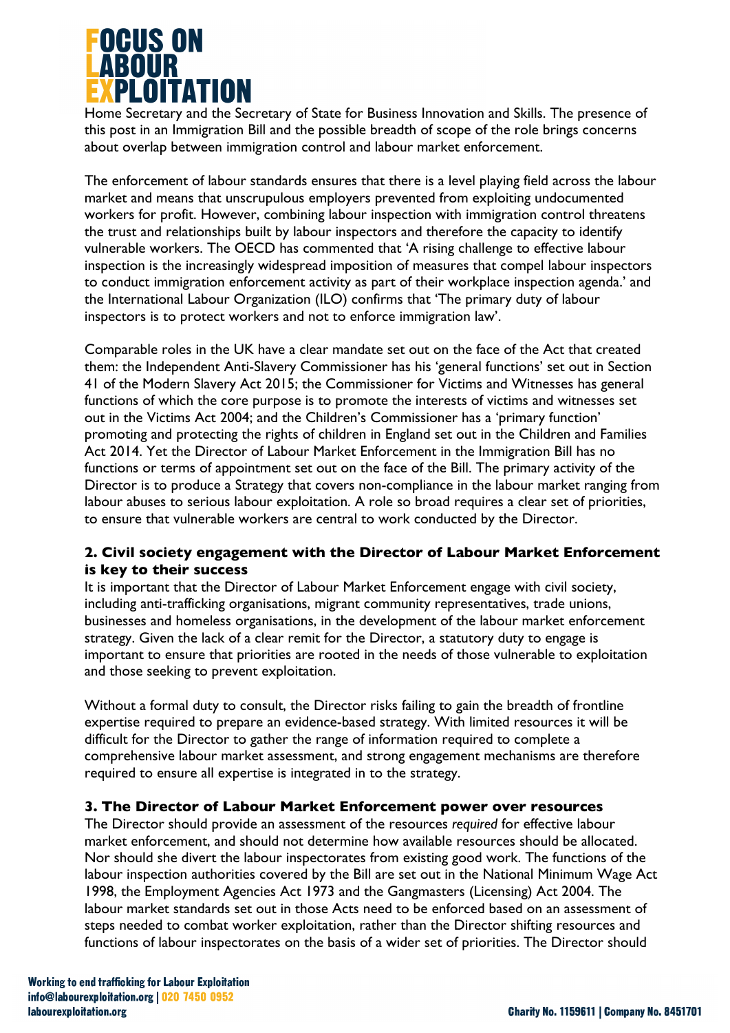Home Secretary and the Secretary of State for Business Innovation and Skills. The presence of this post in an Immigration Bill and the possible breadth of scope of the role brings concerns about overlap between immigration control and labour market enforcement.

The enforcement of labour standards ensures that there is a level playing field across the labour market and means that unscrupulous employers prevented from exploiting undocumented workers for profit. However, combining labour inspection with immigration control threatens the trust and relationships built by labour inspectors and therefore the capacity to identify vulnerable workers. The OECD has commented that 'A rising challenge to effective labour inspection is the increasingly widespread imposition of measures that compel labour inspectors to conduct immigration enforcement activity as part of their workplace inspection agenda.' and the International Labour Organization (ILO) confirms that 'The primary duty of labour inspectors is to protect workers and not to enforce immigration law'.

Comparable roles in the UK have a clear mandate set out on the face of the Act that created them: the Independent Anti-Slavery Commissioner has his 'general functions' set out in Section 41 of the Modern Slavery Act 2015; the Commissioner for Victims and Witnesses has general functions of which the core purpose is to promote the interests of victims and witnesses set out in the Victims Act 2004; and the Children's Commissioner has a 'primary function' promoting and protecting the rights of children in England set out in the Children and Families Act 2014. Yet the Director of Labour Market Enforcement in the Immigration Bill has no functions or terms of appointment set out on the face of the Bill. The primary activity of the Director is to produce a Strategy that covers non-compliance in the labour market ranging from labour abuses to serious labour exploitation. A role so broad requires a clear set of priorities, to ensure that vulnerable workers are central to work conducted by the Director.

### 2. Civil society engagement with the Director of Labour Market Enforcement is key to their success

It is important that the Director of Labour Market Enforcement engage with civil society, including anti-trafficking organisations, migrant community representatives, trade unions, businesses and homeless organisations, in the development of the labour market enforcement strategy. Given the lack of a clear remit for the Director, a statutory duty to engage is important to ensure that priorities are rooted in the needs of those vulnerable to exploitation and those seeking to prevent exploitation.

Without a formal duty to consult, the Director risks failing to gain the breadth of frontline expertise required to prepare an evidence-based strategy. With limited resources it will be difficult for the Director to gather the range of information required to complete a comprehensive labour market assessment, and strong engagement mechanisms are therefore required to ensure all expertise is integrated in to the strategy.

### 3. The Director of Labour Market Enforcement power over resources

The Director should provide an assessment of the resources *required* for effective labour market enforcement, and should not determine how available resources should be allocated. Nor should she divert the labour inspectorates from existing good work. The functions of the labour inspection authorities covered by the Bill are set out in the National Minimum Wage Act 1998, the Employment Agencies Act 1973 and the Gangmasters (Licensing) Act 2004. The labour market standards set out in those Acts need to be enforced based on an assessment of steps needed to combat worker exploitation, rather than the Director shifting resources and functions of labour inspectorates on the basis of a wider set of priorities. The Director should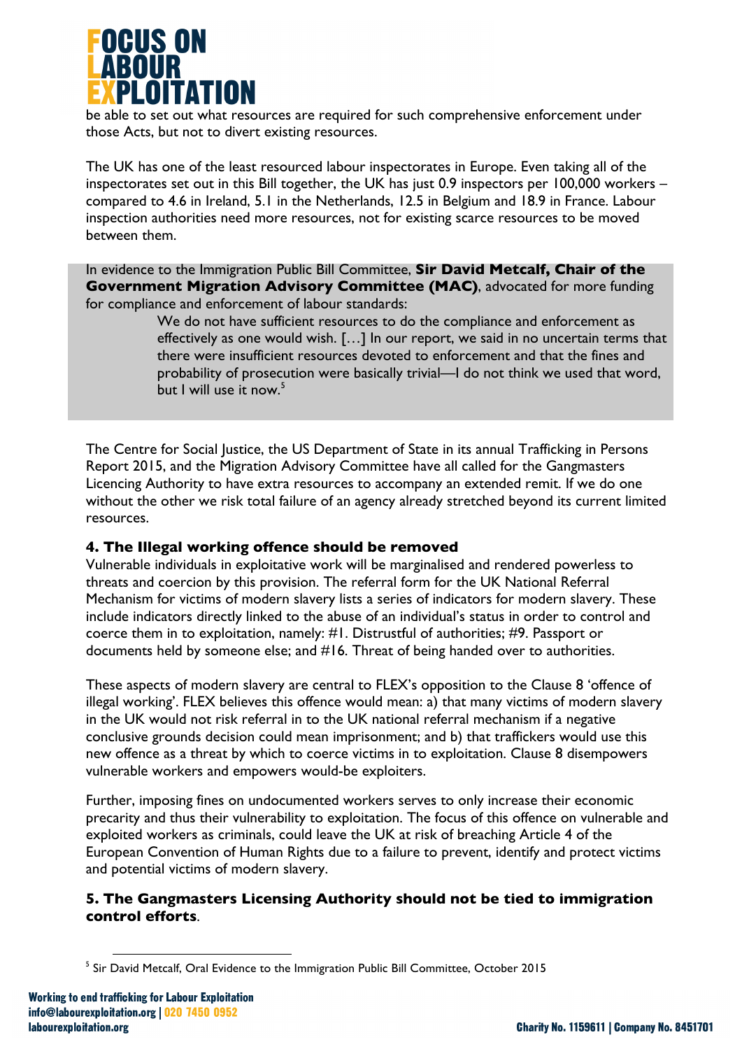be able to set out what resources are required for such comprehensive enforcement under those Acts, but not to divert existing resources.

The UK has one of the least resourced labour inspectorates in Europe. Even taking all of the inspectorates set out in this Bill together, the UK has just 0.9 inspectors per 100,000 workers – compared to 4.6 in Ireland, 5.1 in the Netherlands, 12.5 in Belgium and 18.9 in France. Labour inspection authorities need more resources, not for existing scarce resources to be moved between them.

In evidence to the Immigration Public Bill Committee, **Sir David Metcalf, Chair of the Government Migration Advisory Committee (MAC)**, advocated for more funding for compliance and enforcement of labour standards:

> We do not have sufficient resources to do the compliance and enforcement as effectively as one would wish. […] In our report, we said in no uncertain terms that there were insufficient resources devoted to enforcement and that the fines and probability of prosecution were basically trivial—I do not think we used that word, but I will use it now.[5]

The Centre for Social Justice, the US Department of State in its annual Trafficking in Persons Report 2015, and the Migration Advisory Committee have all called for the Gangmasters Licencing Authority to have extra resources to accompany an extended remit. If we do one without the other we risk total failure of an agency already stretched beyond its current limited resources.

### 4. The Illegal working offence should be removed

Vulnerable individuals in exploitative work will be marginalised and rendered powerless to threats and coercion by this provision. The referral form for the UK National Referral Mechanism for victims of modern slavery lists a series of indicators for modern slavery. These include indicators directly linked to the abuse of an individual's status in order to control and coerce them in to exploitation, namely: #1. Distrustful of authorities; #9. Passport or documents held by someone else; and #16. Threat of being handed over to authorities.

These aspects of modern slavery are central to FLEX's opposition to the Clause 8 'offence of illegal working'. FLEX believes this offence would mean: a) that many victims of modern slavery in the UK would not risk referral in to the UK national referral mechanism if a negative conclusive grounds decision could mean imprisonment; and b) that traffickers would use this new offence as a threat by which to coerce victims in to exploitation. Clause 8 disempowers vulnerable workers and empowers would-be exploiters.

Further, imposing fines on undocumented workers serves to only increase their economic precarity and thus their vulnerability to exploitation. The focus of this offence on vulnerable and exploited workers as criminals, could leave the UK at risk of breaching Article 4 of the European Convention of Human Rights due to a failure to prevent, identify and protect victims and potential victims of modern slavery.

### 5. The Gangmasters Licensing Authority should not be tied to immigration control efforts.

---

[5] Sir David Metcalf, Oral Evidence to the Immigration Public Bill Committee, October 2015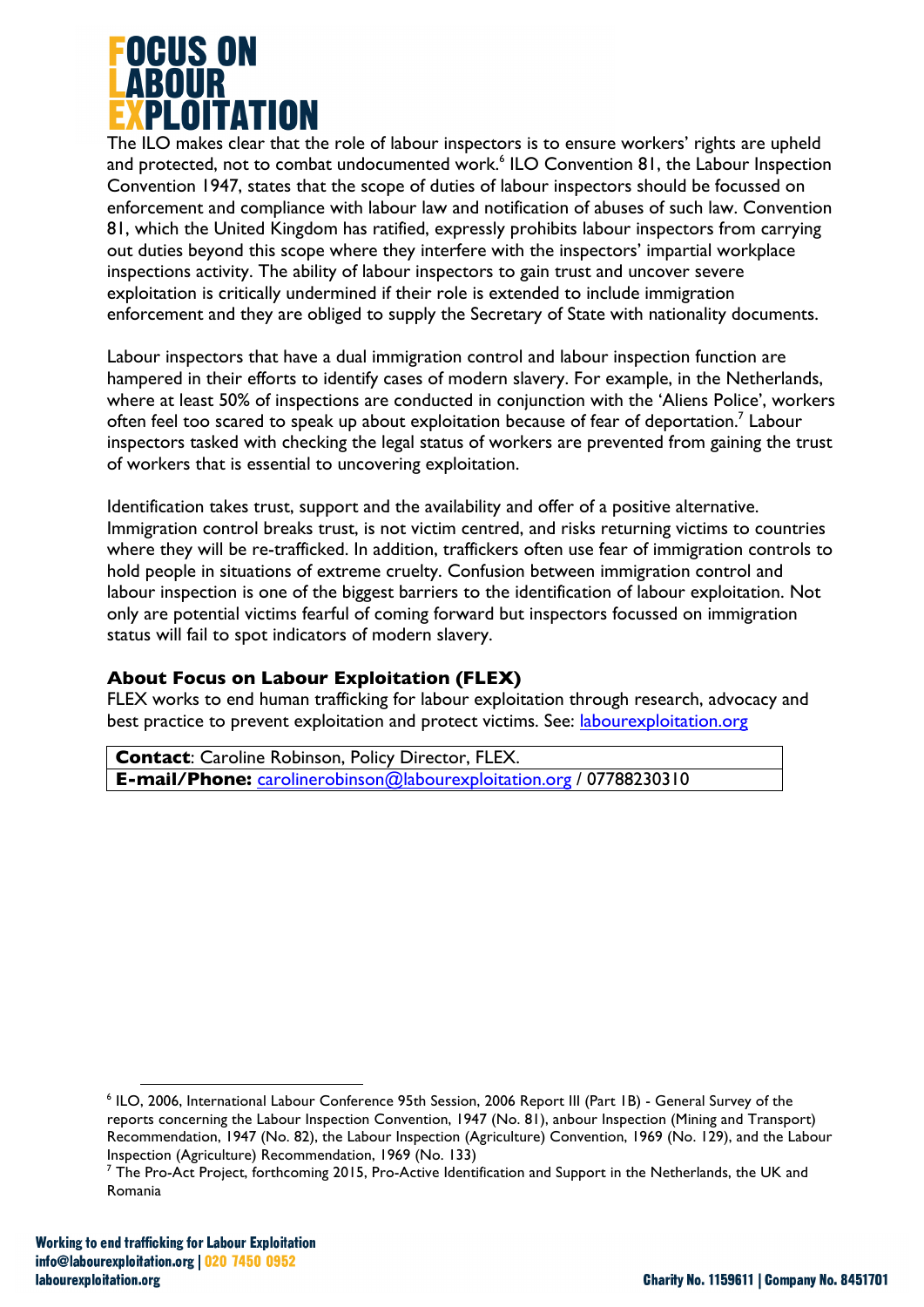The ILO makes clear that the role of labour inspectors is to ensure workers' rights are upheld and protected, not to combat undocumented work.[6] ILO Convention 81, the Labour Inspection Convention 1947, states that the scope of duties of labour inspectors should be focussed on enforcement and compliance with labour law and notification of abuses of such law. Convention 81, which the United Kingdom has ratified, expressly prohibits labour inspectors from carrying out duties beyond this scope where they interfere with the inspectors' impartial workplace inspections activity. The ability of labour inspectors to gain trust and uncover severe exploitation is critically undermined if their role is extended to include immigration enforcement and they are obliged to supply the Secretary of State with nationality documents.

Labour inspectors that have a dual immigration control and labour inspection function are hampered in their efforts to identify cases of modern slavery. For example, in the Netherlands, where at least 50% of inspections are conducted in conjunction with the 'Aliens Police', workers often feel too scared to speak up about exploitation because of fear of deportation.[7] Labour inspectors tasked with checking the legal status of workers are prevented from gaining the trust of workers that is essential to uncovering exploitation.

Identification takes trust, support and the availability and offer of a positive alternative. Immigration control breaks trust, is not victim centred, and risks returning victims to countries where they will be re-trafficked. In addition, traffickers often use fear of immigration controls to hold people in situations of extreme cruelty. Confusion between immigration control and labour inspection is one of the biggest barriers to the identification of labour exploitation. Not only are potential victims fearful of coming forward but inspectors focussed on immigration status will fail to spot indicators of modern slavery.

### About Focus on Labour Exploitation (FLEX)

FLEX works to end human trafficking for labour exploitation through research, advocacy and best practice to prevent exploitation and protect victims. See: labourexploitation.org

| | |
|---|---|
| **Contact**: Caroline Robinson, Policy Director, FLEX. | |
| **E-mail/Phone:** carolinerobinson@labourexploitation.org / 07788230310 | |

[6] ILO, 2006, International Labour Conference 95th Session, 2006 Report III (Part 1B) - General Survey of the reports concerning the Labour Inspection Convention, 1947 (No. 81), anbour Inspection (Mining and Transport) Recommendation, 1947 (No. 82), the Labour Inspection (Agriculture) Convention, 1969 (No. 129), and the Labour Inspection (Agriculture) Recommendation, 1969 (No. 133)

[7] The Pro-Act Project, forthcoming 2015, Pro-Active Identification and Support in the Netherlands, the UK and Romania